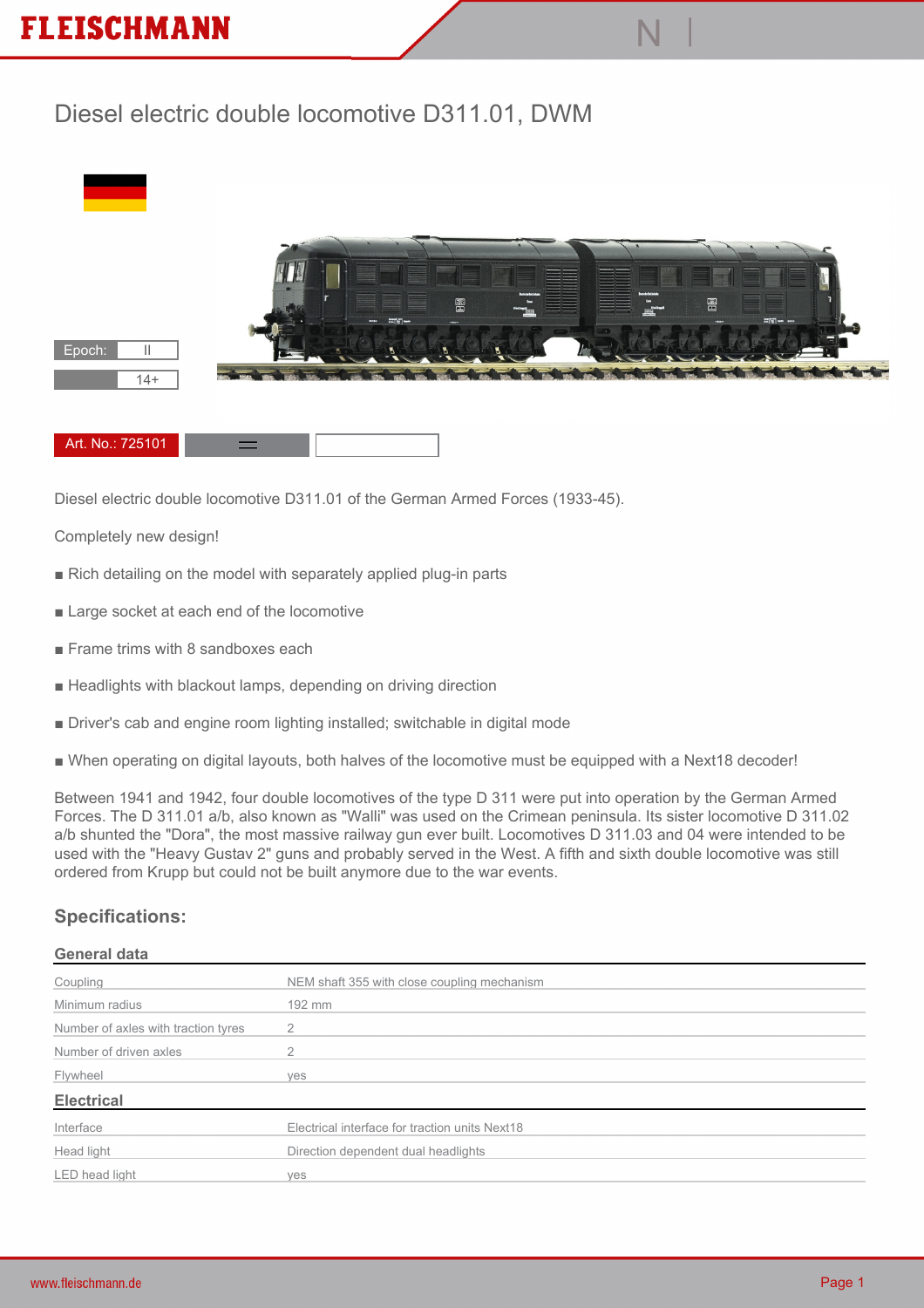# Diesel electric double locomotive D311.01, DWM

Epoch: II

14+

Art. No.: 725101

Diesel electric double locomotive D311.01 of the German Armed Forces (1933-45).

Completely new design!

- Rich detailing on the model with separately applied plug-in parts
- Large socket at each end of the locomotive
- Frame trims with 8 sandboxes each
- Headlights with blackout lamps, depending on driving direction
- Driver's cab and engine room lighting installed; switchable in digital mode
- When operating on digital layouts, both halves of the locomotive must be equipped with a Next18 decoder!

Between 1941 and 1942, four double locomotives of the type D 311 were put into operation by the German Armed Forces. The D 311.01 a/b, also known as "Walli" was used on the Crimean peninsula. Its sister locomotive D 311.02 a/b shunted the "Dora", the most massive railway gun ever built. Locomotives D 311.03 and 04 were intended to be used with the "Heavy Gustav 2" guns and probably served in the West. A fifth and sixth double locomotive was still ordered from Krupp but could not be built anymore due to the war events.

## Specifications:

### General data

| | |
|---|---|
| Coupling | NEM shaft 355 with close coupling mechanism |
| Minimum radius | 192 mm |
| Number of axles with traction tyres | 2 |
| Number of driven axles | 2 |
| Flywheel | yes |

### Electrical

| | |
|---|---|
| Interface | Electrical interface for traction units Next18 |
| Head light | Direction dependent dual headlights |
| LED head light | yes |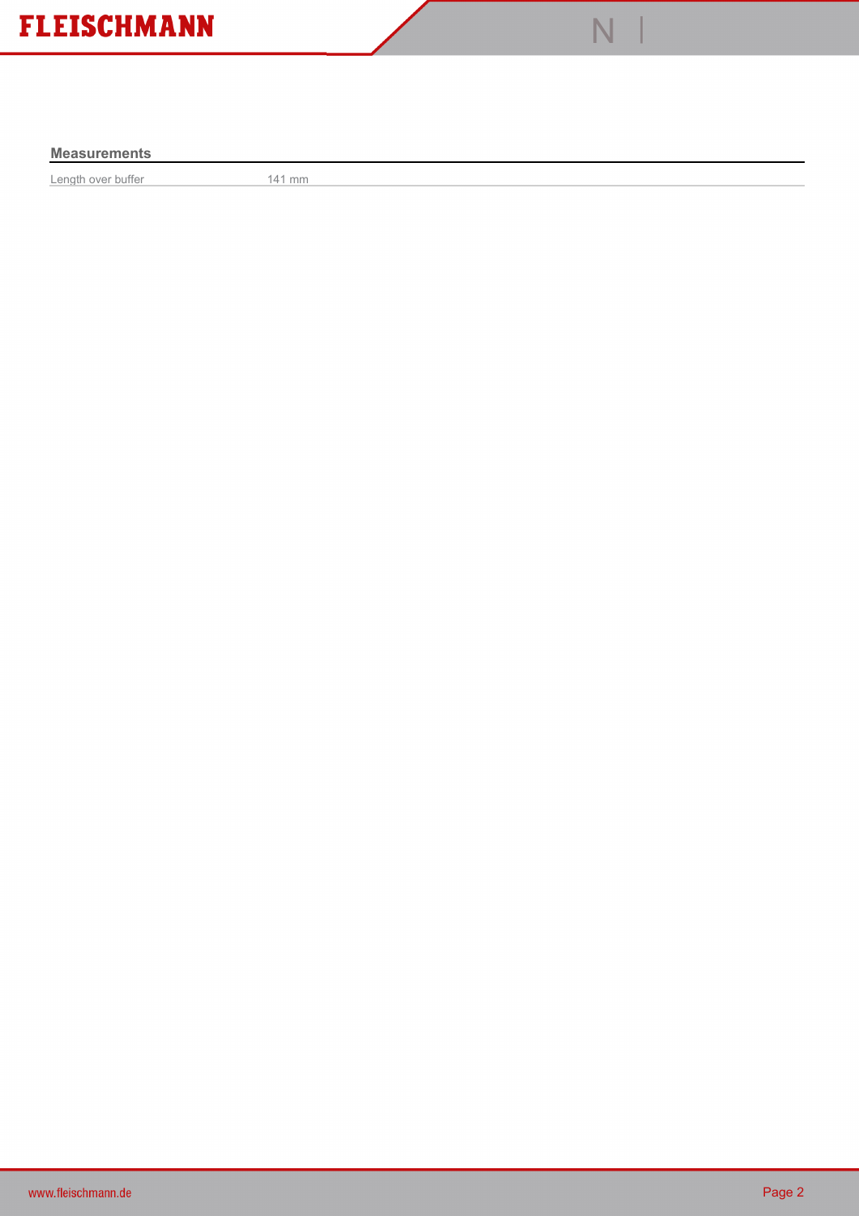## Measurements

| | |
|---|---|
| Length over buffer | 141 mm |